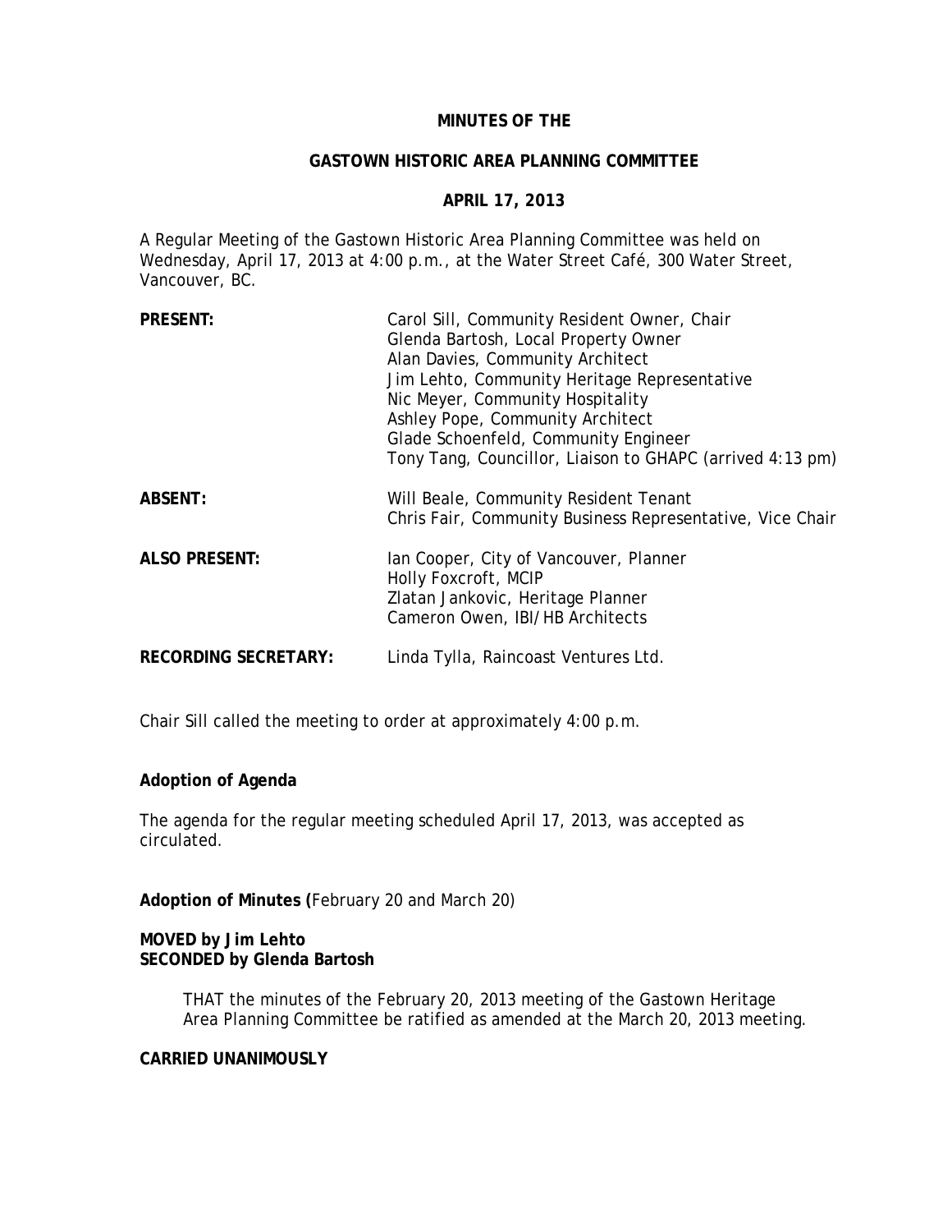# MINUTES OF THE

## GASTOWN HISTORIC AREA PLANNING COMMITTEE

### APRIL 17, 2013

A Regular Meeting of the Gastown Historic Area Planning Committee was held on Wednesday, April 17, 2013 at 4:00 p.m., at the Water Street Café, 300 Water Street, Vancouver, BC.

| | |
|---|---|
| **PRESENT:** | Carol Sill, Community Resident Owner, Chair<br>Glenda Bartosh, Local Property Owner<br>Alan Davies, Community Architect<br>Jim Lehto, Community Heritage Representative<br>Nic Meyer, Community Hospitality<br>Ashley Pope, Community Architect<br>Glade Schoenfeld, Community Engineer<br>Tony Tang, Councillor, Liaison to GHAPC (arrived 4:13 pm) |
| **ABSENT:** | Will Beale, Community Resident Tenant<br>Chris Fair, Community Business Representative, Vice Chair |
| **ALSO PRESENT:** | Ian Cooper, City of Vancouver, Planner<br>Holly Foxcroft, MCIP<br>Zlatan Jankovic, Heritage Planner<br>Cameron Owen, IBI/HB Architects |
| **RECORDING SECRETARY:** | Linda Tylla, Raincoast Ventures Ltd. |

Chair Sill called the meeting to order at approximately 4:00 p.m.

**Adoption of Agenda**

The agenda for the regular meeting scheduled April 17, 2013, was accepted as circulated.

**Adoption of Minutes (**February 20 and March 20)

**MOVED by Jim Lehto**
**SECONDED by Glenda Bartosh**

> THAT the minutes of the February 20, 2013 meeting of the Gastown Heritage Area Planning Committee be ratified as amended at the March 20, 2013 meeting.

**CARRIED UNANIMOUSLY**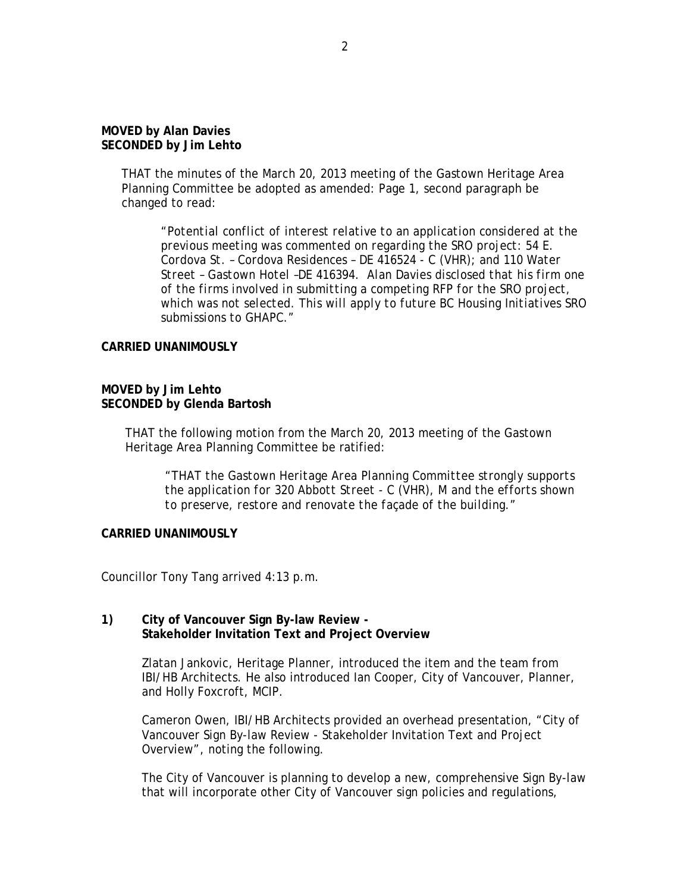**MOVED by Alan Davies**
**SECONDED by Jim Lehto**

> THAT the minutes of the March 20, 2013 meeting of the Gastown Heritage Area Planning Committee be adopted as amended: Page 1, second paragraph be changed to read:
>
> > *"Potential conflict of interest relative to an application considered at the previous meeting was commented on regarding the SRO project: 54 E. Cordova St. – Cordova Residences – DE 416524 - C (VHR); and 110 Water Street – Gastown Hotel –DE 416394. Alan Davies disclosed that his firm one of the firms involved in submitting a competing RFP for the SRO project, which was not selected. This will apply to future BC Housing Initiatives SRO submissions to GHAPC."*

**CARRIED UNANIMOUSLY**

**MOVED by Jim Lehto**
**SECONDED by Glenda Bartosh**

> THAT the following motion from the March 20, 2013 meeting of the Gastown Heritage Area Planning Committee be ratified:
>
> > *"THAT the Gastown Heritage Area Planning Committee strongly supports the application for 320 Abbott Street - C (VHR), M and the efforts shown to preserve, restore and renovate the façade of the building."*

**CARRIED UNANIMOUSLY**

Councillor Tony Tang arrived 4:13 p.m.

**1) City of Vancouver Sign By-law Review - Stakeholder Invitation Text and Project Overview**

Zlatan Jankovic, Heritage Planner, introduced the item and the team from IBI/HB Architects. He also introduced Ian Cooper, City of Vancouver, Planner, and Holly Foxcroft, MCIP.

Cameron Owen, IBI/HB Architects provided an overhead presentation, "City of Vancouver Sign By-law Review - Stakeholder Invitation Text and Project Overview", noting the following.

The City of Vancouver is planning to develop a new, comprehensive Sign By-law that will incorporate other City of Vancouver sign policies and regulations,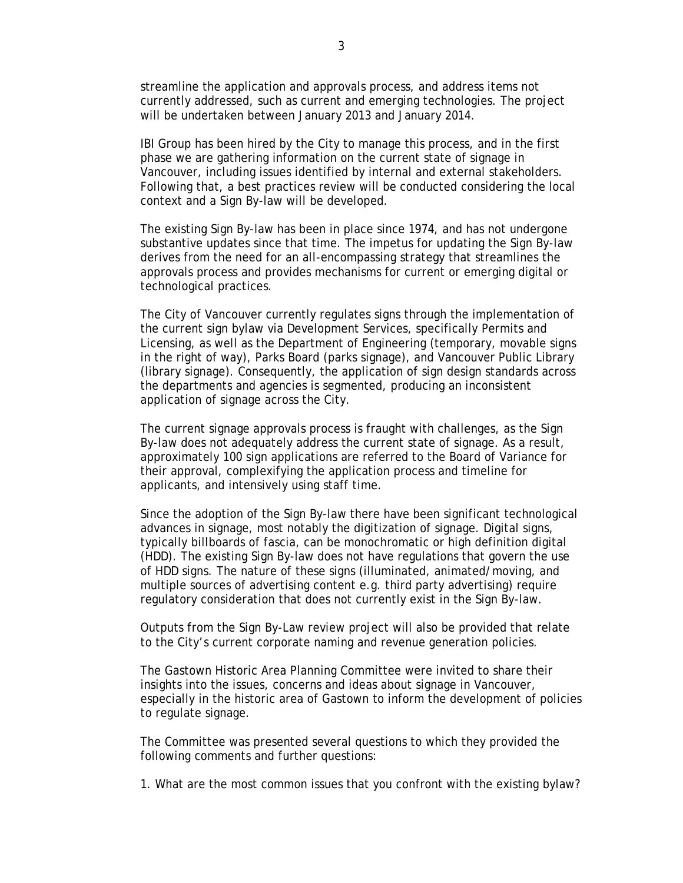streamline the application and approvals process, and address items not currently addressed, such as current and emerging technologies. The project will be undertaken between January 2013 and January 2014.

IBI Group has been hired by the City to manage this process, and in the first phase we are gathering information on the current state of signage in Vancouver, including issues identified by internal and external stakeholders. Following that, a best practices review will be conducted considering the local context and a Sign By-law will be developed.

The existing Sign By-law has been in place since 1974, and has not undergone substantive updates since that time. The impetus for updating the Sign By-law derives from the need for an all-encompassing strategy that streamlines the approvals process and provides mechanisms for current or emerging digital or technological practices.

The City of Vancouver currently regulates signs through the implementation of the current sign bylaw via Development Services, specifically Permits and Licensing, as well as the Department of Engineering (temporary, movable signs in the right of way), Parks Board (parks signage), and Vancouver Public Library (library signage). Consequently, the application of sign design standards across the departments and agencies is segmented, producing an inconsistent application of signage across the City.

The current signage approvals process is fraught with challenges, as the Sign By-law does not adequately address the current state of signage. As a result, approximately 100 sign applications are referred to the Board of Variance for their approval, complexifying the application process and timeline for applicants, and intensively using staff time.

Since the adoption of the Sign By-law there have been significant technological advances in signage, most notably the digitization of signage. Digital signs, typically billboards of fascia, can be monochromatic or high definition digital (HDD). The existing Sign By-law does not have regulations that govern the use of HDD signs. The nature of these signs (illuminated, animated/moving, and multiple sources of advertising content e.g. third party advertising) require regulatory consideration that does not currently exist in the Sign By-law.

Outputs from the Sign By-Law review project will also be provided that relate to the City's current corporate naming and revenue generation policies.

The Gastown Historic Area Planning Committee were invited to share their insights into the issues, concerns and ideas about signage in Vancouver, especially in the historic area of Gastown to inform the development of policies to regulate signage.

The Committee was presented several questions to which they provided the following comments and further questions:

1. What are the most common issues that you confront with the existing bylaw?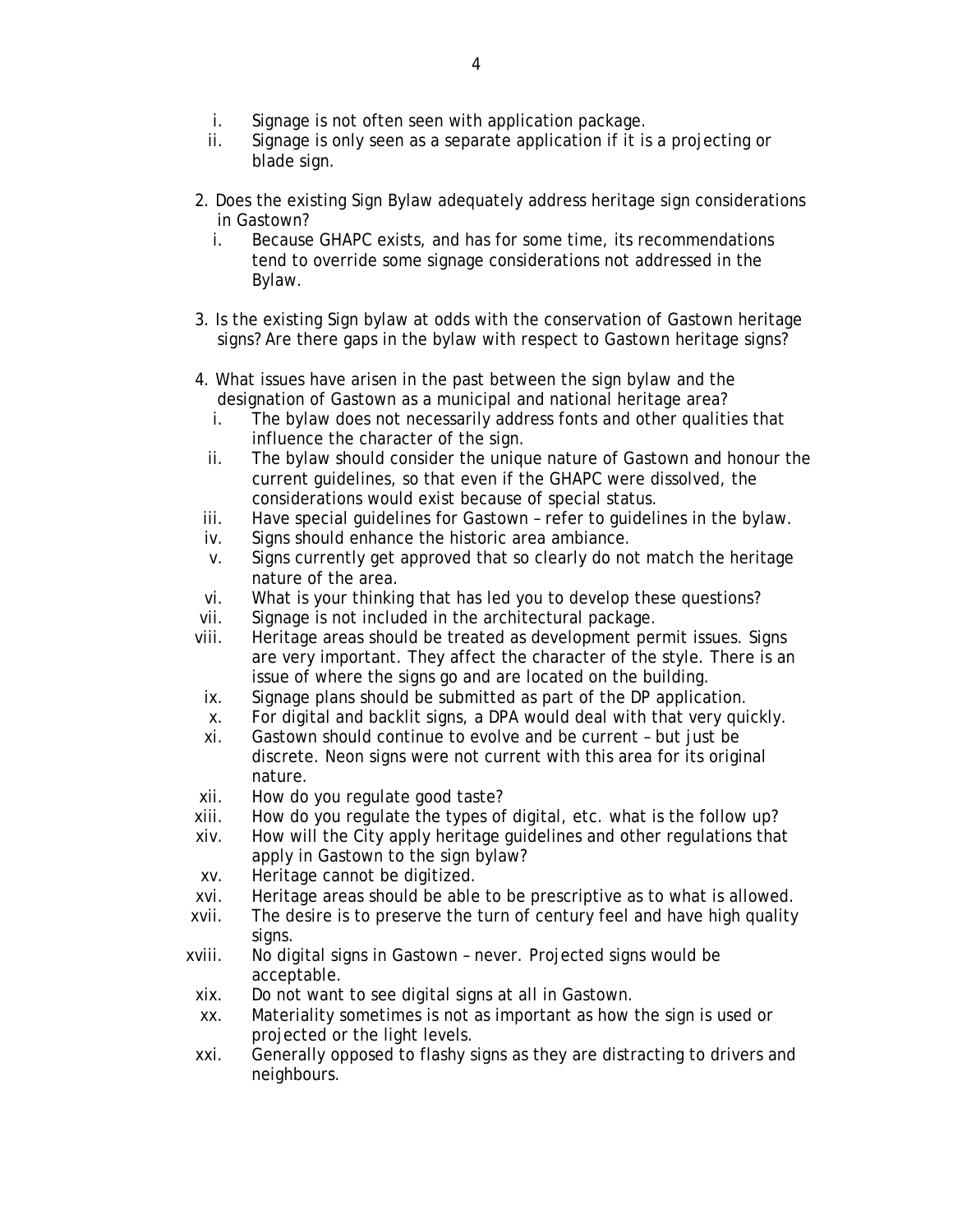i. Signage is not often seen with application package.
ii. Signage is only seen as a separate application if it is a projecting or blade sign.

2. Does the existing Sign Bylaw adequately address heritage sign considerations in Gastown?
   i. Because GHAPC exists, and has for some time, its recommendations tend to override some signage considerations not addressed in the Bylaw.

3. Is the existing Sign bylaw at odds with the conservation of Gastown heritage signs? Are there gaps in the bylaw with respect to Gastown heritage signs?

4. What issues have arisen in the past between the sign bylaw and the designation of Gastown as a municipal and national heritage area?
   i. The bylaw does not necessarily address fonts and other qualities that influence the character of the sign.
   ii. The bylaw should consider the unique nature of Gastown and honour the current guidelines, so that even if the GHAPC were dissolved, the considerations would exist because of special status.
   iii. Have special guidelines for Gastown – refer to guidelines in the bylaw.
   iv. Signs should enhance the historic area ambiance.
   v. Signs currently get approved that so clearly do not match the heritage nature of the area.
   vi. What is your thinking that has led you to develop these questions?
   vii. Signage is not included in the architectural package.
   viii. Heritage areas should be treated as development permit issues. Signs are very important. They affect the character of the style. There is an issue of where the signs go and are located on the building.
   ix. Signage plans should be submitted as part of the DP application.
   x. For digital and backlit signs, a DPA would deal with that very quickly.
   xi. Gastown should continue to evolve and be current – but just be discrete. Neon signs were not current with this area for its original nature.
   xii. How do you regulate good taste?
   xiii. How do you regulate the types of digital, etc. what is the follow up?
   xiv. How will the City apply heritage guidelines and other regulations that apply in Gastown to the sign bylaw?
   xv. Heritage cannot be digitized.
   xvi. Heritage areas should be able to be prescriptive as to what is allowed.
   xvii. The desire is to preserve the turn of century feel and have high quality signs.
   xviii. No digital signs in Gastown – never. Projected signs would be acceptable.
   xix. Do not want to see digital signs at all in Gastown.
   xx. Materiality sometimes is not as important as how the sign is used or projected or the light levels.
   xxi. Generally opposed to flashy signs as they are distracting to drivers and neighbours.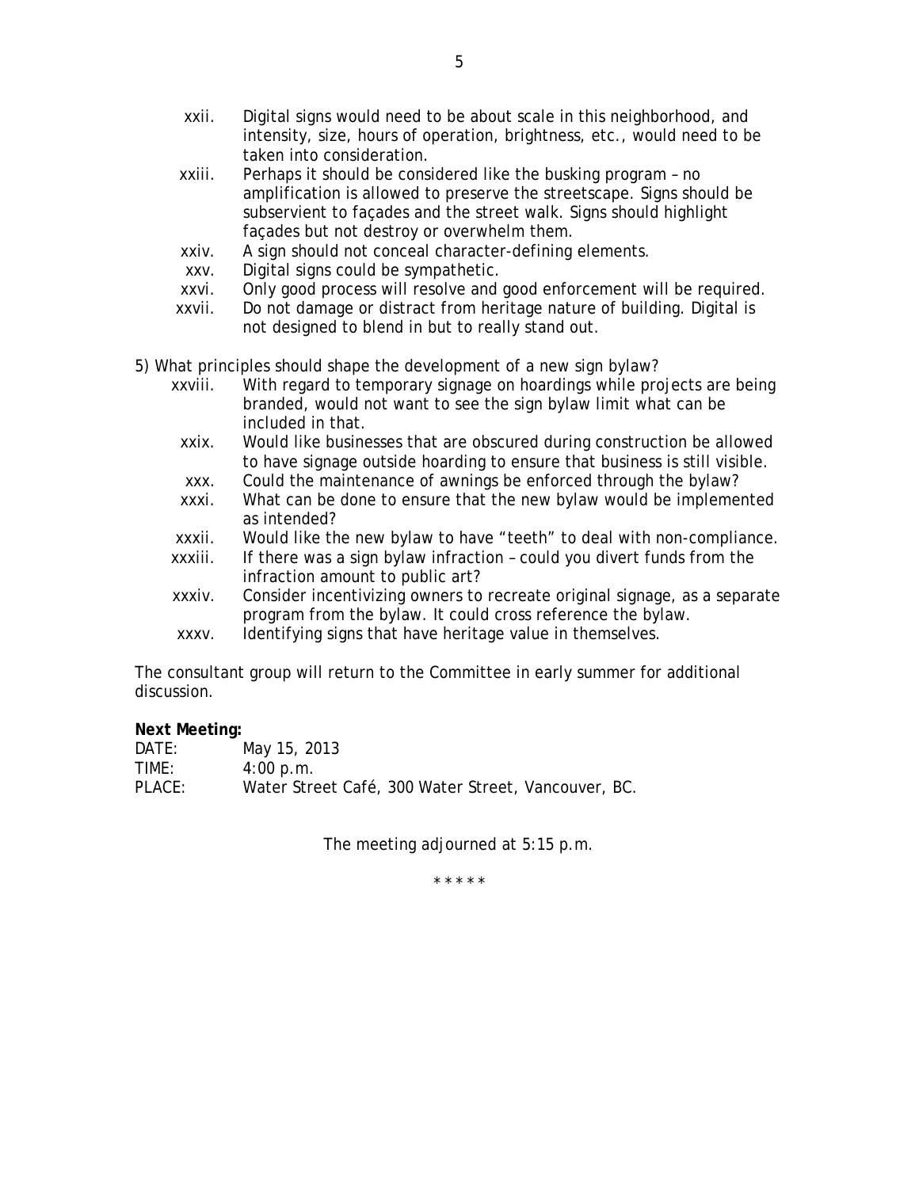xxii. Digital signs would need to be about scale in this neighborhood, and intensity, size, hours of operation, brightness, etc., would need to be taken into consideration.

xxiii. Perhaps it should be considered like the busking program – no amplification is allowed to preserve the streetscape. Signs should be subservient to façades and the street walk. Signs should highlight façades but not destroy or overwhelm them.

xxiv. A sign should not conceal character-defining elements.

xxv. Digital signs could be sympathetic.

xxvi. Only good process will resolve and good enforcement will be required.

xxvii. Do not damage or distract from heritage nature of building. Digital is not designed to blend in but to really stand out.

5) What principles should shape the development of a new sign bylaw?

xxviii. With regard to temporary signage on hoardings while projects are being branded, would not want to see the sign bylaw limit what can be included in that.

xxix. Would like businesses that are obscured during construction be allowed to have signage outside hoarding to ensure that business is still visible.

xxx. Could the maintenance of awnings be enforced through the bylaw?

xxxi. What can be done to ensure that the new bylaw would be implemented as intended?

xxxii. Would like the new bylaw to have "teeth" to deal with non-compliance.

xxxiii. If there was a sign bylaw infraction – could you divert funds from the infraction amount to public art?

xxxiv. Consider incentivizing owners to recreate original signage, as a separate program from the bylaw. It could cross reference the bylaw.

xxxv. Identifying signs that have heritage value in themselves.

The consultant group will return to the Committee in early summer for additional discussion.

**Next Meeting:**

DATE: May 15, 2013
TIME: 4:00 p.m.
PLACE: Water Street Café, 300 Water Street, Vancouver, BC.

The meeting adjourned at 5:15 p.m.

\* \* \* \* \*